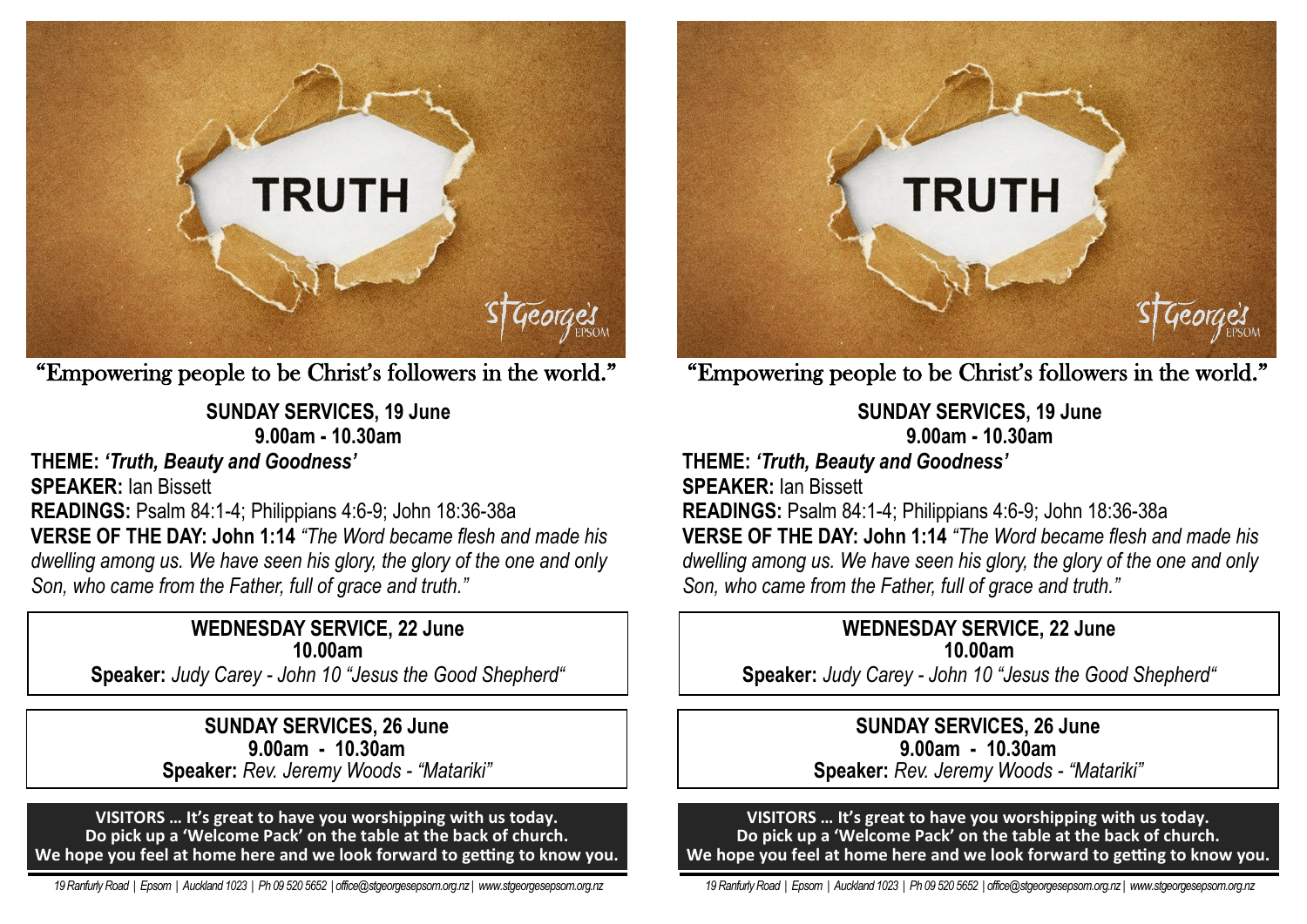TRUTH

St George's EPSOM

"Empowering people to be Christ's followers in the world."

**SUNDAY SERVICES, 19 June**
**9.00am - 10.30am**

**THEME:** ***'Truth, Beauty and Goodness'***
**SPEAKER:** Ian Bissett
**READINGS:** Psalm 84:1-4; Philippians 4:6-9; John 18:36-38a
**VERSE OF THE DAY: John 1:14** *"The Word became flesh and made his dwelling among us. We have seen his glory, the glory of the one and only Son, who came from the Father, full of grace and truth."*

**WEDNESDAY SERVICE, 22 June**
**10.00am**
**Speaker:** *Judy Carey - John 10 "Jesus the Good Shepherd"*

**SUNDAY SERVICES, 26 June**
**9.00am - 10.30am**
**Speaker:** *Rev. Jeremy Woods - "Matariki"*

**VISITORS … It's great to have you worshipping with us today.**
**Do pick up a 'Welcome Pack' on the table at the back of church.**
**We hope you feel at home here and we look forward to getting to know you.**

*19 Ranfurly Road | Epsom | Auckland 1023 | Ph 09 520 5652 | office@stgeorgesepsom.org.nz | www.stgeorgesepsom.org.nz*

TRUTH

St George's EPSOM

"Empowering people to be Christ's followers in the world."

**SUNDAY SERVICES, 19 June**
**9.00am - 10.30am**

**THEME:** ***'Truth, Beauty and Goodness'***
**SPEAKER:** Ian Bissett
**READINGS:** Psalm 84:1-4; Philippians 4:6-9; John 18:36-38a
**VERSE OF THE DAY: John 1:14** *"The Word became flesh and made his dwelling among us. We have seen his glory, the glory of the one and only Son, who came from the Father, full of grace and truth."*

**WEDNESDAY SERVICE, 22 June**
**10.00am**
**Speaker:** *Judy Carey - John 10 "Jesus the Good Shepherd"*

**SUNDAY SERVICES, 26 June**
**9.00am - 10.30am**
**Speaker:** *Rev. Jeremy Woods - "Matariki"*

**VISITORS … It's great to have you worshipping with us today.**
**Do pick up a 'Welcome Pack' on the table at the back of church.**
**We hope you feel at home here and we look forward to getting to know you.**

*19 Ranfurly Road | Epsom | Auckland 1023 | Ph 09 520 5652 | office@stgeorgesepsom.org.nz | www.stgeorgesepsom.org.nz*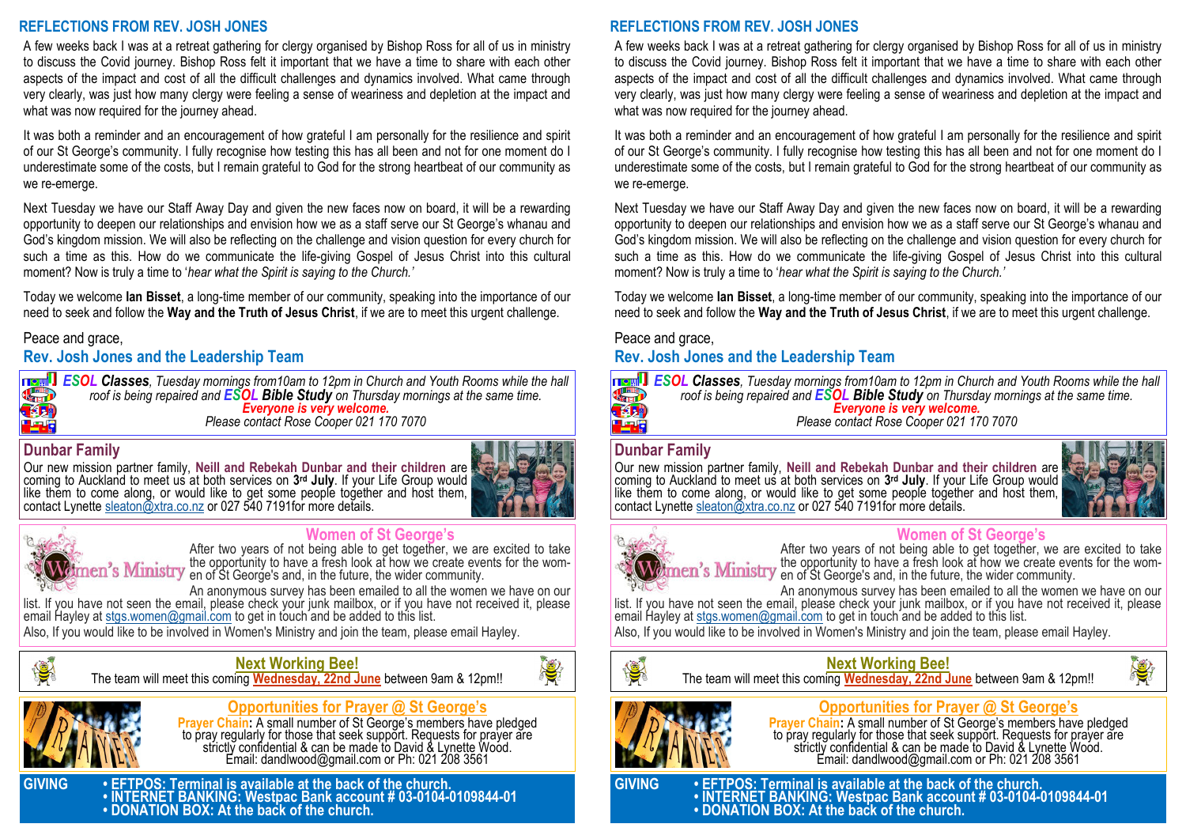## REFLECTIONS FROM REV. JOSH JONES

A few weeks back I was at a retreat gathering for clergy organised by Bishop Ross for all of us in ministry to discuss the Covid journey. Bishop Ross felt it important that we have a time to share with each other aspects of the impact and cost of all the difficult challenges and dynamics involved. What came through very clearly, was just how many clergy were feeling a sense of weariness and depletion at the impact and what was now required for the journey ahead.

It was both a reminder and an encouragement of how grateful I am personally for the resilience and spirit of our St George's community. I fully recognise how testing this has all been and not for one moment do I underestimate some of the costs, but I remain grateful to God for the strong heartbeat of our community as we re-emerge.

Next Tuesday we have our Staff Away Day and given the new faces now on board, it will be a rewarding opportunity to deepen our relationships and envision how we as a staff serve our St George's whanau and God's kingdom mission. We will also be reflecting on the challenge and vision question for every church for such a time as this. How do we communicate the life-giving Gospel of Jesus Christ into this cultural moment? Now is truly a time to '*hear what the Spirit is saying to the Church.'*

Today we welcome **Ian Bisset**, a long-time member of our community, speaking into the importance of our need to seek and follow the **Way and the Truth of Jesus Christ**, if we are to meet this urgent challenge.

Peace and grace,

**Rev. Josh Jones and the Leadership Team**

***ESOL Classes****, Tuesday mornings from10am to 12pm in Church and Youth Rooms while the hall roof is being repaired and* ***ESOL Bible Study*** *on Thursday mornings at the same time.*
***Everyone is very welcome.***
*Please contact Rose Cooper 021 170 7070*

### Dunbar Family

Our new mission partner family, **Neill and Rebekah Dunbar and their children** are coming to Auckland to meet us at both services on **3rd July**. If your Life Group would like them to come along, or would like to get some people together and host them, contact Lynette sleaton@xtra.co.nz or 027 540 7191for more details.

### Women of St George's

Women's Ministry

After two years of not being able to get together, we are excited to take the opportunity to have a fresh look at how we create events for the women of St George's and, in the future, the wider community.

An anonymous survey has been emailed to all the women we have on our list. If you have not seen the email, please check your junk mailbox, or if you have not received it, please email Hayley at stgs.women@gmail.com to get in touch and be added to this list.

Also, If you would like to be involved in Women's Ministry and join the team, please email Hayley.

### Next Working Bee!

The team will meet this coming **Wednesday, 22nd June** between 9am & 12pm!!

### Opportunities for Prayer @ St George's

**Prayer Chain:** A small number of St George's members have pledged to pray regularly for those that seek support. Requests for prayer are strictly confidential & can be made to David & Lynette Wood. Email: dandlwood@gmail.com or Ph: 021 208 3561

**GIVING**
- **EFTPOS: Terminal is available at the back of the church.**
- **INTERNET BANKING: Westpac Bank account # 03-0104-0109844-01**
- **DONATION BOX: At the back of the church.**